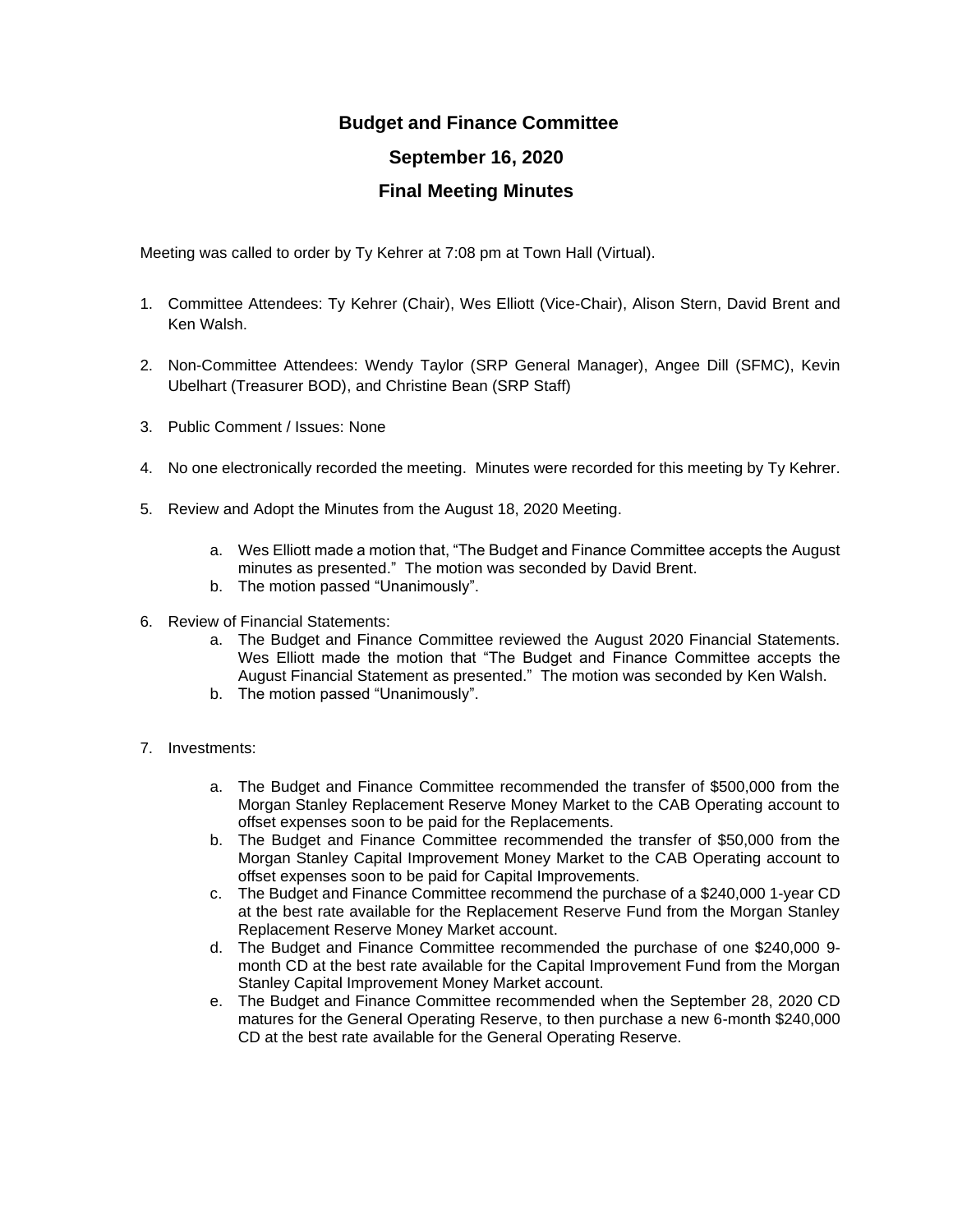# Budget and Finance Committee

## September 16, 2020

## Final Meeting Minutes

Meeting was called to order by Ty Kehrer at 7:08 pm at Town Hall (Virtual).

1. Committee Attendees: Ty Kehrer (Chair), Wes Elliott (Vice-Chair), Alison Stern, David Brent and Ken Walsh.

2. Non-Committee Attendees: Wendy Taylor (SRP General Manager), Angee Dill (SFMC), Kevin Ubelhart (Treasurer BOD), and Christine Bean (SRP Staff)

3. Public Comment / Issues: None

4. No one electronically recorded the meeting. Minutes were recorded for this meeting by Ty Kehrer.

5. Review and Adopt the Minutes from the August 18, 2020 Meeting.

   a. Wes Elliott made a motion that, "The Budget and Finance Committee accepts the August minutes as presented." The motion was seconded by David Brent.
   b. The motion passed "Unanimously".

6. Review of Financial Statements:
   a. The Budget and Finance Committee reviewed the August 2020 Financial Statements. Wes Elliott made the motion that "The Budget and Finance Committee accepts the August Financial Statement as presented." The motion was seconded by Ken Walsh.
   b. The motion passed "Unanimously".

7. Investments:

   a. The Budget and Finance Committee recommended the transfer of $500,000 from the Morgan Stanley Replacement Reserve Money Market to the CAB Operating account to offset expenses soon to be paid for the Replacements.
   b. The Budget and Finance Committee recommended the transfer of $50,000 from the Morgan Stanley Capital Improvement Money Market to the CAB Operating account to offset expenses soon to be paid for Capital Improvements.
   c. The Budget and Finance Committee recommend the purchase of a $240,000 1-year CD at the best rate available for the Replacement Reserve Fund from the Morgan Stanley Replacement Reserve Money Market account.
   d. The Budget and Finance Committee recommended the purchase of one $240,000 9-month CD at the best rate available for the Capital Improvement Fund from the Morgan Stanley Capital Improvement Money Market account.
   e. The Budget and Finance Committee recommended when the September 28, 2020 CD matures for the General Operating Reserve, to then purchase a new 6-month $240,000 CD at the best rate available for the General Operating Reserve.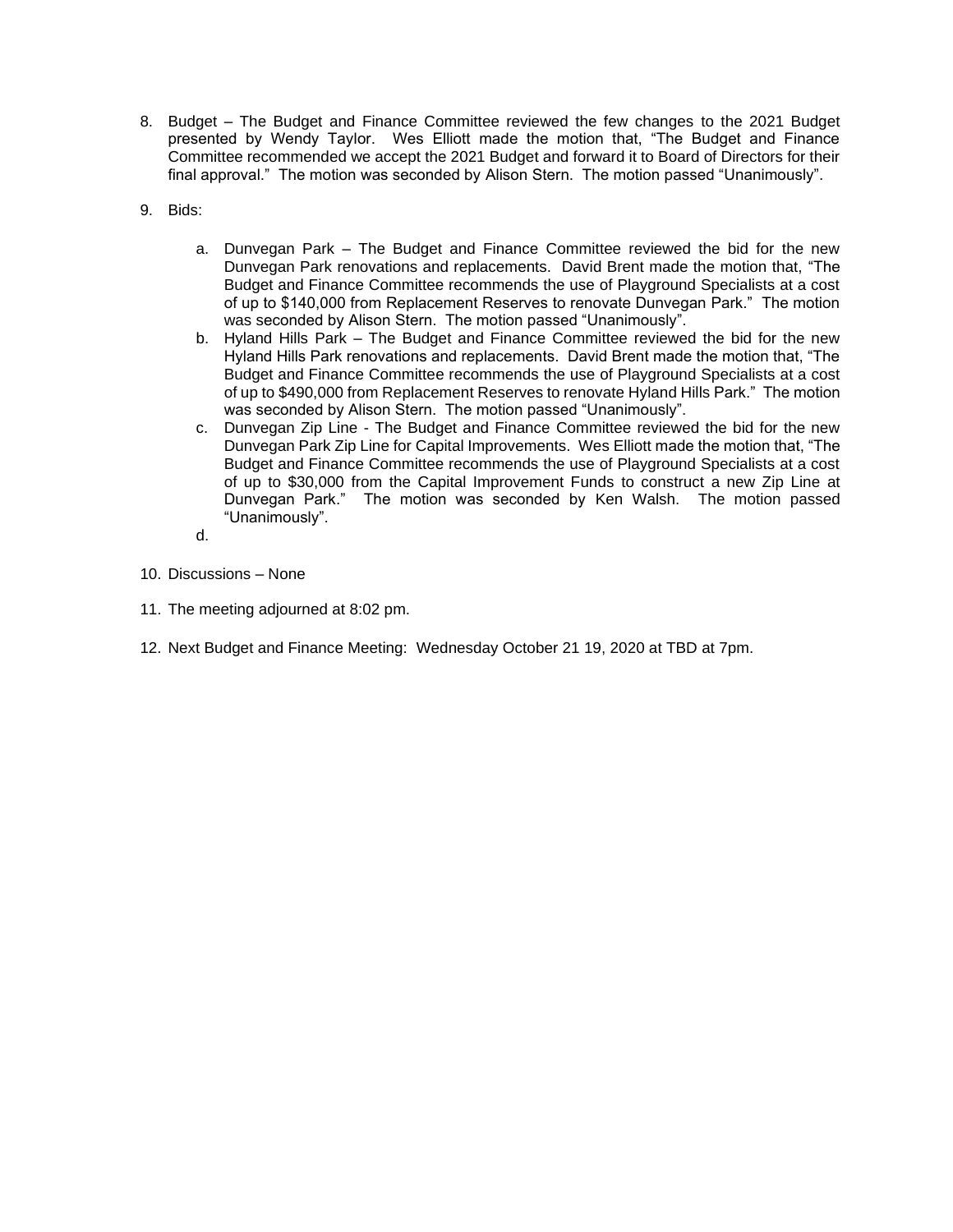8. Budget – The Budget and Finance Committee reviewed the few changes to the 2021 Budget presented by Wendy Taylor. Wes Elliott made the motion that, "The Budget and Finance Committee recommended we accept the 2021 Budget and forward it to Board of Directors for their final approval." The motion was seconded by Alison Stern. The motion passed "Unanimously".

9. Bids:

   a. Dunvegan Park – The Budget and Finance Committee reviewed the bid for the new Dunvegan Park renovations and replacements. David Brent made the motion that, "The Budget and Finance Committee recommends the use of Playground Specialists at a cost of up to $140,000 from Replacement Reserves to renovate Dunvegan Park." The motion was seconded by Alison Stern. The motion passed "Unanimously".
   b. Hyland Hills Park – The Budget and Finance Committee reviewed the bid for the new Hyland Hills Park renovations and replacements. David Brent made the motion that, "The Budget and Finance Committee recommends the use of Playground Specialists at a cost of up to $490,000 from Replacement Reserves to renovate Hyland Hills Park." The motion was seconded by Alison Stern. The motion passed "Unanimously".
   c. Dunvegan Zip Line - The Budget and Finance Committee reviewed the bid for the new Dunvegan Park Zip Line for Capital Improvements. Wes Elliott made the motion that, "The Budget and Finance Committee recommends the use of Playground Specialists at a cost of up to $30,000 from the Capital Improvement Funds to construct a new Zip Line at Dunvegan Park." The motion was seconded by Ken Walsh. The motion passed "Unanimously".
   d.

10. Discussions – None

11. The meeting adjourned at 8:02 pm.

12. Next Budget and Finance Meeting: Wednesday October 21 19, 2020 at TBD at 7pm.